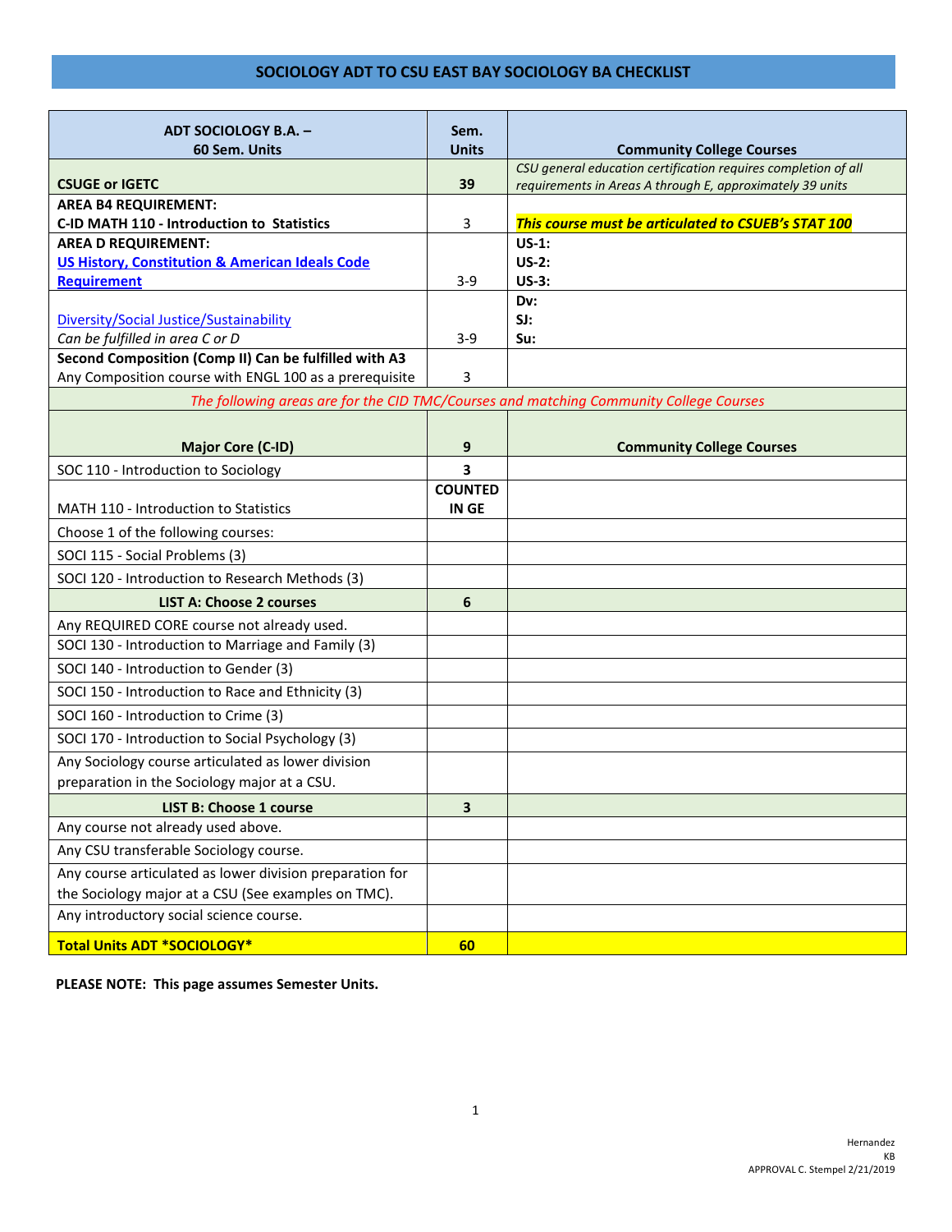# SOCIOLOGY ADT TO CSU EAST BAY SOCIOLOGY BA CHECKLIST

| ADT SOCIOLOGY B.A. – 60 Sem. Units | Sem. Units | Community College Courses |
|---|---|---|
| **CSUGE or IGETC** | **39** | *CSU general education certification requires completion of all requirements in Areas A through E, approximately 39 units* |
| **AREA B4 REQUIREMENT: C-ID MATH 110 - Introduction to Statistics** | 3 | ***This course must be articulated to CSUEB's STAT 100*** |
| **AREA D REQUIREMENT: US History, Constitution & American Ideals Code Requirement** | 3-9 | **US-1:** **US-2:** **US-3:** |
| Diversity/Social Justice/Sustainability *Can be fulfilled in area C or D* | 3-9 | **Dv:** **SJ:** **Su:** |
| **Second Composition (Comp II) Can be fulfilled with A3** Any Composition course with ENGL 100 as a prerequisite | 3 | |
| *The following areas are for the CID TMC/Courses and matching Community College Courses* | | |
| **Major Core (C-ID)** | **9** | **Community College Courses** |
| SOC 110 - Introduction to Sociology | **3** | |
| MATH 110 - Introduction to Statistics | **COUNTED IN GE** | |
| Choose 1 of the following courses: | | |
| SOCI 115 - Social Problems (3) | | |
| SOCI 120 - Introduction to Research Methods (3) | | |
| **LIST A: Choose 2 courses** | **6** | |
| Any REQUIRED CORE course not already used. | | |
| SOCI 130 - Introduction to Marriage and Family (3) | | |
| SOCI 140 - Introduction to Gender (3) | | |
| SOCI 150 - Introduction to Race and Ethnicity (3) | | |
| SOCI 160 - Introduction to Crime (3) | | |
| SOCI 170 - Introduction to Social Psychology (3) | | |
| Any Sociology course articulated as lower division preparation in the Sociology major at a CSU. | | |
| **LIST B: Choose 1 course** | **3** | |
| Any course not already used above. | | |
| Any CSU transferable Sociology course. | | |
| Any course articulated as lower division preparation for the Sociology major at a CSU (See examples on TMC). | | |
| Any introductory social science course. | | |
| **Total Units ADT *SOCIOLOGY*** | **60** | |

**PLEASE NOTE: This page assumes Semester Units.**

Hernandez
KB
APPROVAL C. Stempel 2/21/2019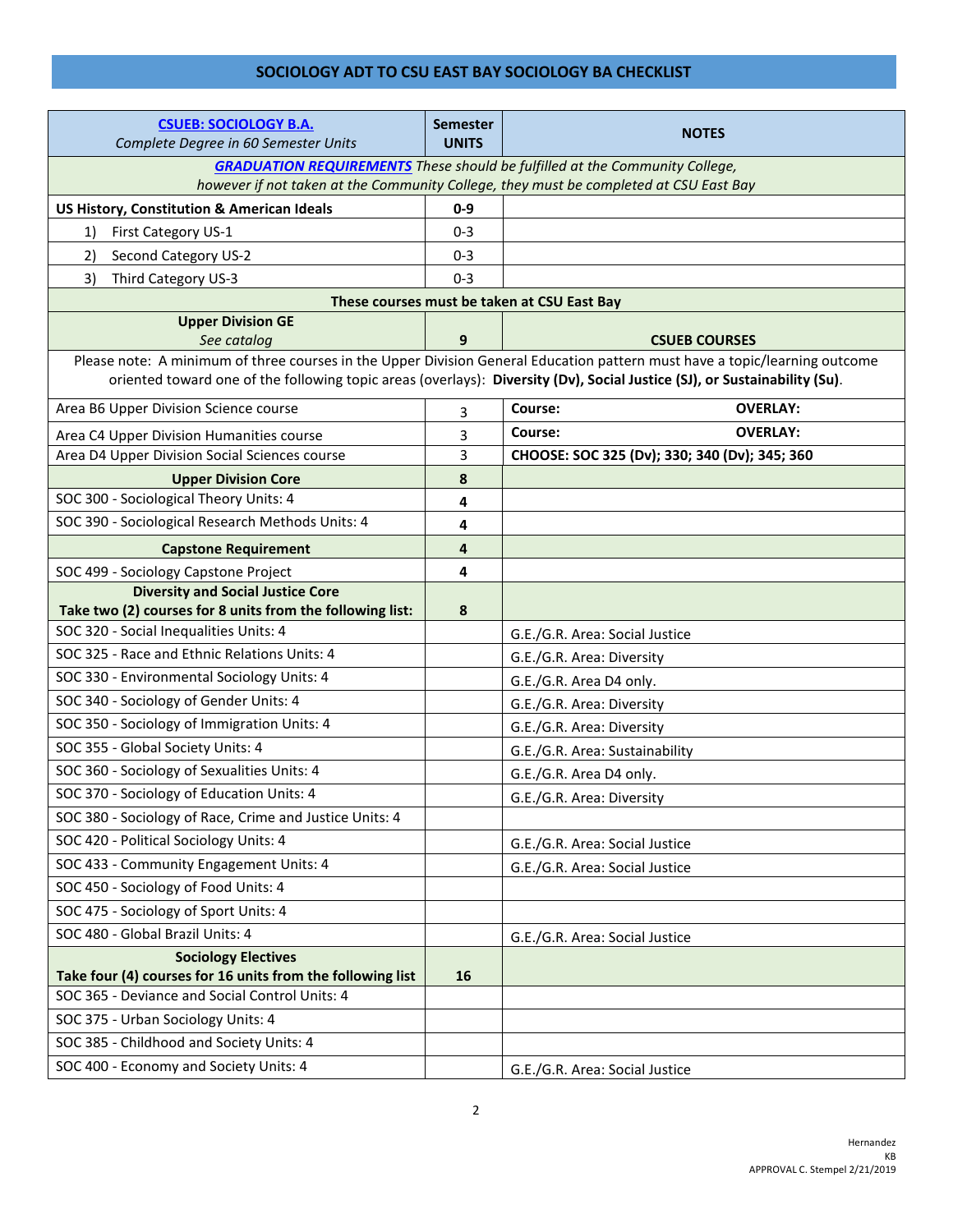## SOCIOLOGY ADT TO CSU EAST BAY SOCIOLOGY BA CHECKLIST

| **CSUEB: SOCIOLOGY B.A.** *Complete Degree in 60 Semester Units* | **Semester UNITS** | **NOTES** |
|---|---|---|
| ***GRADUATION REQUIREMENTS*** *These should be fulfilled at the Community College, however if not taken at the Community College, they must be completed at CSU East Bay* | | |
| **US History, Constitution & American Ideals** | **0-9** | |
| 1) First Category US-1 | 0-3 | |
| 2) Second Category US-2 | 0-3 | |
| 3) Third Category US-3 | 0-3 | |
| **These courses must be taken at CSU East Bay** | | |
| **Upper Division GE** *See catalog* | **9** | **CSUEB COURSES** |
| Please note: A minimum of three courses in the Upper Division General Education pattern must have a topic/learning outcome oriented toward one of the following topic areas (overlays): **Diversity (Dv), Social Justice (SJ), or Sustainability (Su)**. | | |
| Area B6 Upper Division Science course | 3 | **Course: OVERLAY:** |
| Area C4 Upper Division Humanities course | 3 | **Course: OVERLAY:** |
| Area D4 Upper Division Social Sciences course | 3 | **CHOOSE: SOC 325 (Dv); 330; 340 (Dv); 345; 360** |
| **Upper Division Core** | **8** | |
| SOC 300 - Sociological Theory Units: 4 | **4** | |
| SOC 390 - Sociological Research Methods Units: 4 | **4** | |
| **Capstone Requirement** | **4** | |
| SOC 499 - Sociology Capstone Project | **4** | |
| **Diversity and Social Justice Core** **Take two (2) courses for 8 units from the following list:** | **8** | |
| SOC 320 - Social Inequalities Units: 4 | | G.E./G.R. Area: Social Justice |
| SOC 325 - Race and Ethnic Relations Units: 4 | | G.E./G.R. Area: Diversity |
| SOC 330 - Environmental Sociology Units: 4 | | G.E./G.R. Area D4 only. |
| SOC 340 - Sociology of Gender Units: 4 | | G.E./G.R. Area: Diversity |
| SOC 350 - Sociology of Immigration Units: 4 | | G.E./G.R. Area: Diversity |
| SOC 355 - Global Society Units: 4 | | G.E./G.R. Area: Sustainability |
| SOC 360 - Sociology of Sexualities Units: 4 | | G.E./G.R. Area D4 only. |
| SOC 370 - Sociology of Education Units: 4 | | G.E./G.R. Area: Diversity |
| SOC 380 - Sociology of Race, Crime and Justice Units: 4 | | |
| SOC 420 - Political Sociology Units: 4 | | G.E./G.R. Area: Social Justice |
| SOC 433 - Community Engagement Units: 4 | | G.E./G.R. Area: Social Justice |
| SOC 450 - Sociology of Food Units: 4 | | |
| SOC 475 - Sociology of Sport Units: 4 | | |
| SOC 480 - Global Brazil Units: 4 | | G.E./G.R. Area: Social Justice |
| **Sociology Electives** **Take four (4) courses for 16 units from the following list** | **16** | |
| SOC 365 - Deviance and Social Control Units: 4 | | |
| SOC 375 - Urban Sociology Units: 4 | | |
| SOC 385 - Childhood and Society Units: 4 | | |
| SOC 400 - Economy and Society Units: 4 | | G.E./G.R. Area: Social Justice |

Hernandez
KB
APPROVAL C. Stempel 2/21/2019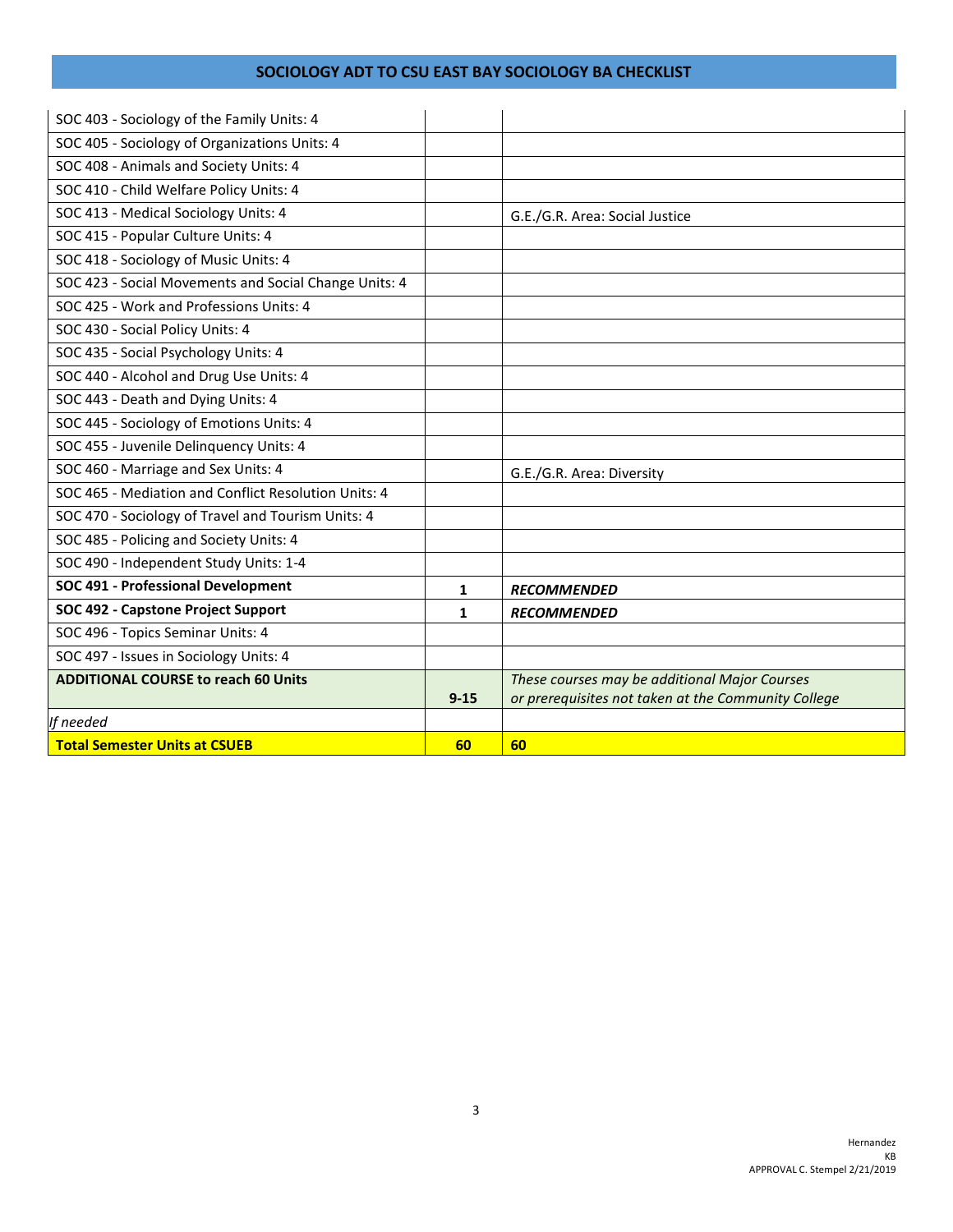## SOCIOLOGY ADT TO CSU EAST BAY SOCIOLOGY BA CHECKLIST

| | | |
|---|---|---|
| SOC 403 - Sociology of the Family Units: 4 | | |
| SOC 405 - Sociology of Organizations Units: 4 | | |
| SOC 408 - Animals and Society Units: 4 | | |
| SOC 410 - Child Welfare Policy Units: 4 | | |
| SOC 413 - Medical Sociology Units: 4 | | G.E./G.R. Area: Social Justice |
| SOC 415 - Popular Culture Units: 4 | | |
| SOC 418 - Sociology of Music Units: 4 | | |
| SOC 423 - Social Movements and Social Change Units: 4 | | |
| SOC 425 - Work and Professions Units: 4 | | |
| SOC 430 - Social Policy Units: 4 | | |
| SOC 435 - Social Psychology Units: 4 | | |
| SOC 440 - Alcohol and Drug Use Units: 4 | | |
| SOC 443 - Death and Dying Units: 4 | | |
| SOC 445 - Sociology of Emotions Units: 4 | | |
| SOC 455 - Juvenile Delinquency Units: 4 | | |
| SOC 460 - Marriage and Sex Units: 4 | | G.E./G.R. Area: Diversity |
| SOC 465 - Mediation and Conflict Resolution Units: 4 | | |
| SOC 470 - Sociology of Travel and Tourism Units: 4 | | |
| SOC 485 - Policing and Society Units: 4 | | |
| SOC 490 - Independent Study Units: 1-4 | | |
| **SOC 491 - Professional Development** | **1** | ***RECOMMENDED*** |
| **SOC 492 - Capstone Project Support** | **1** | ***RECOMMENDED*** |
| SOC 496 - Topics Seminar Units: 4 | | |
| SOC 497 - Issues in Sociology Units: 4 | | |
| **ADDITIONAL COURSE to reach 60 Units** | **9-15** | *These courses may be additional Major Courses or prerequisites not taken at the Community College* |
| *If needed* | | |
| **Total Semester Units at CSUEB** | **60** | **60** |

Hernandez
KB
APPROVAL C. Stempel 2/21/2019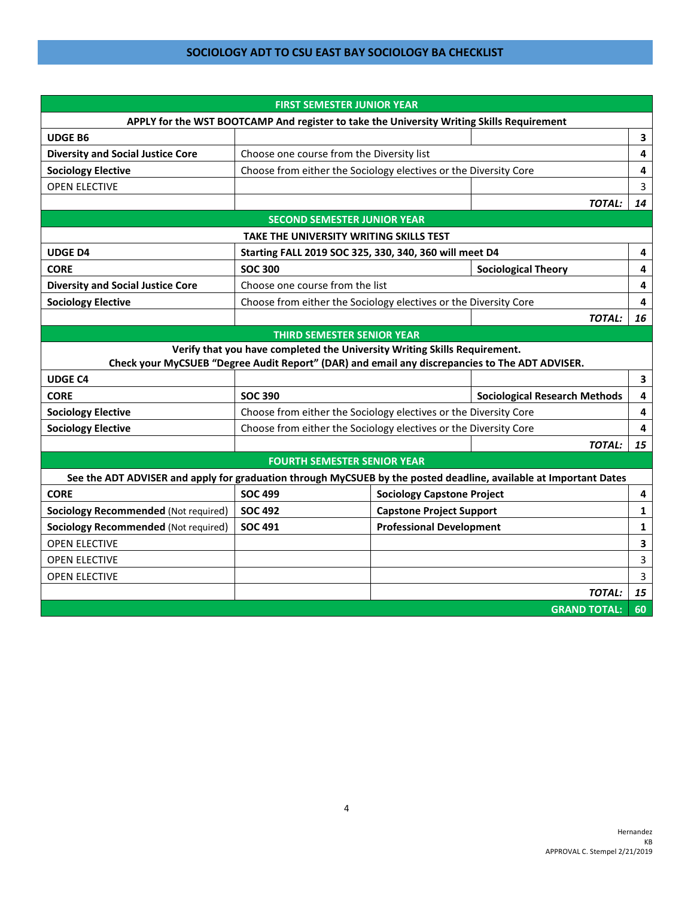# SOCIOLOGY ADT TO CSU EAST BAY SOCIOLOGY BA CHECKLIST

| | | | |
|---|---|---|---|
| **FIRST SEMESTER JUNIOR YEAR** | | | |
| **APPLY for the WST BOOTCAMP And register to take the University Writing Skills Requirement** | | | |
| **UDGE B6** | | | **3** |
| **Diversity and Social Justice Core** | Choose one course from the Diversity list | | **4** |
| **Sociology Elective** | Choose from either the Sociology electives or the Diversity Core | | **4** |
| OPEN ELECTIVE | | | 3 |
| | | ***TOTAL:*** | ***14*** |
| **SECOND SEMESTER JUNIOR YEAR** | | | |
| **TAKE THE UNIVERSITY WRITING SKILLS TEST** | | | |
| **UDGE D4** | **Starting FALL 2019 SOC 325, 330, 340, 360 will meet D4** | | **4** |
| **CORE** | **SOC 300** | **Sociological Theory** | **4** |
| **Diversity and Social Justice Core** | Choose one course from the list | | **4** |
| **Sociology Elective** | Choose from either the Sociology electives or the Diversity Core | | **4** |
| | | ***TOTAL:*** | ***16*** |
| **THIRD SEMESTER SENIOR YEAR** | | | |
| **Verify that you have completed the University Writing Skills Requirement. Check your MyCSUEB "Degree Audit Report" (DAR) and email any discrepancies to The ADT ADVISER.** | | | |
| **UDGE C4** | | | **3** |
| **CORE** | **SOC 390** | **Sociological Research Methods** | **4** |
| **Sociology Elective** | Choose from either the Sociology electives or the Diversity Core | | **4** |
| **Sociology Elective** | Choose from either the Sociology electives or the Diversity Core | | **4** |
| | | ***TOTAL:*** | ***15*** |
| **FOURTH SEMESTER SENIOR YEAR** | | | |
| **See the ADT ADVISER and apply for graduation through MyCSUEB by the posted deadline, available at Important Dates** | | | |
| **CORE** | **SOC 499** | **Sociology Capstone Project** | **4** |
| **Sociology Recommended** (Not required) | **SOC 492** | **Capstone Project Support** | **1** |
| **Sociology Recommended** (Not required) | **SOC 491** | **Professional Development** | **1** |
| OPEN ELECTIVE | | | **3** |
| OPEN ELECTIVE | | | 3 |
| OPEN ELECTIVE | | | 3 |
| | | ***TOTAL:*** | ***15*** |
| | | **GRAND TOTAL:** | **60** |

Hernandez
KB
APPROVAL C. Stempel 2/21/2019